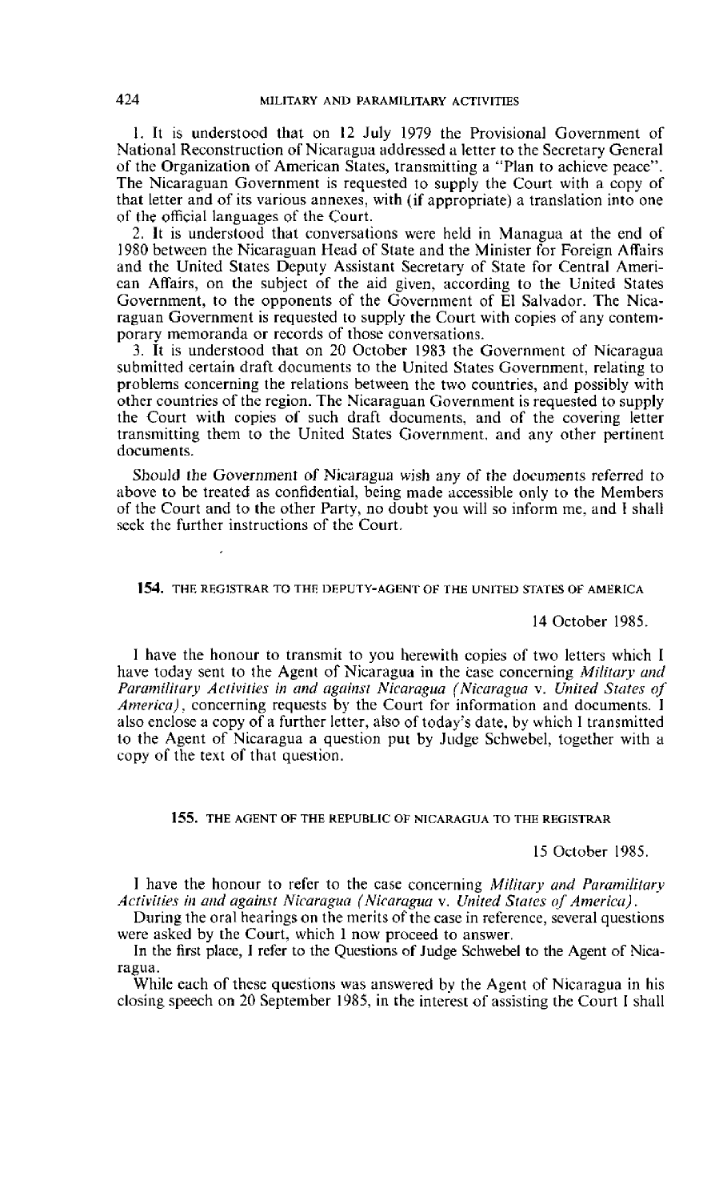1. It is understood that on 12 July 1979 the Provisional Government of National Reconstruction of Nicaragua addressed a letter to the Secretary General of the Organization of American States, transmitting a "Plan to achieve peace". The Nicaraguan Government is requested to supply the Court with a copy of that letter and of its various annexes, with (if appropriate) a translation into one of the official languages of the Court.

2. It is understood that conversations were held in Managua at the end of 1980 between the Nicaraguan Head of State and the Minister for Foreign Affairs and the United States Deputy Assistant Secretary of State for Central American Affairs, on the subject of the aid given, according to the United States Government, to the opponents of the Government of El Salvador. The Nicaraguan Government is requested to supply the Court with copies of any contemporary memoranda or records of those conversations.

3. It is understood that on 20 October 1983 the Government of Nicaragua submitted certain draft documents to the United States Government, relating to problems concerning the relations between the two countries, and possibly with other countries of the region. The Nicaraguan Government is requested to supply the Court with copies of such draft documents, and of the covering letter transmitting them to the United States Government, and any other pertinent documents.

Should the Government of Nicaragua wish any of the documents referred to above to be treated as confidential, being made accessible only to the Members of the Court and to the other Party, no doubt you will so inform me, and I shall seek the further instructions of the Court.

## 154. THE REGISTRAR TO THE DEPUTY-AGENT OF THE UNITED STATES OF AMERICA

14 October 1985.

I have the honour to transmit to you herewith copies of two letters which I have today sent to the Agent of Nicaragua in the case concerning *Military and Paramilitary Activities in and against Nicaragua (Nicaragua* v. *United States of America)*, concerning requests by the Court for information and documents. I also enclose a copy of a further letter, also of today's date, by which I transmitted to the Agent of Nicaragua a question put by Judge Schwebel, together with a copy of the text of that question.

## 155. THE AGENT OF THE REPUBLIC OF NICARAGUA TO THE REGISTRAR

15 October 1985.

I have the honour to refer to the case concerning *Military and Paramilitary Activities in and against Nicaragua (Nicaragua* v. *United States of America)*.

During the oral hearings on the merits of the case in reference, several questions were asked by the Court, which I now proceed to answer.

In the first place, I refer to the Questions of Judge Schwebel to the Agent of Nicaragua.

While each of these questions was answered by the Agent of Nicaragua in his closing speech on 20 September 1985, in the interest of assisting the Court I shall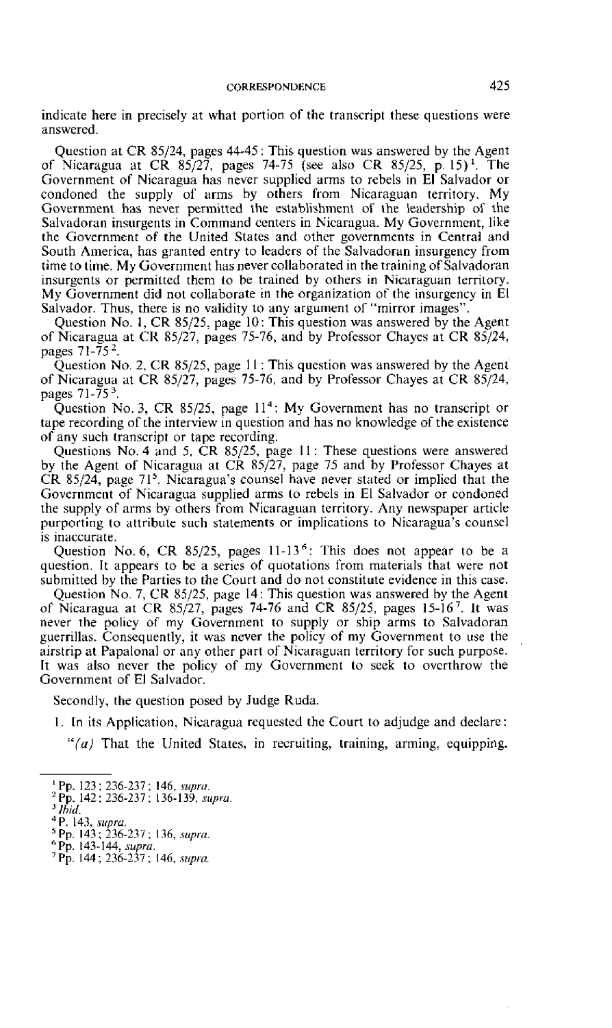indicate here in precisely at what portion of the transcript these questions were answered.

Question at CR 85/24, pages 44-45: This question was answered by the Agent of Nicaragua at CR 85/27, pages 74-75 (see also CR 85/25, p. 15)[1]. The Government of Nicaragua has never supplied arms to rebels in El Salvador or condoned the supply of arms by others from Nicaraguan territory. My Government has never permitted the establishment of the leadership of the Salvadoran insurgents in Command centers in Nicaragua. My Government, like the Government of the United States and other governments in Central and South America, has granted entry to leaders of the Salvadoran insurgency from time to time. My Government has never collaborated in the training of Salvadoran insurgents or permitted them to be trained by others in Nicaraguan territory. My Government did not collaborate in the organization of the insurgency in El Salvador. Thus, there is no validity to any argument of "mirror images".

Question No. 1, CR 85/25, page 10: This question was answered by the Agent of Nicaragua at CR 85/27, pages 75-76, and by Professor Chayes at CR 85/24, pages 71-75[2].

Question No. 2, CR 85/25, page 11: This question was answered by the Agent of Nicaragua at CR 85/27, pages 75-76, and by Professor Chayes at CR 85/24, pages 71-75[3].

Question No. 3, CR 85/25, page 11[4]: My Government has no transcript or tape recording of the interview in question and has no knowledge of the existence of any such transcript or tape recording.

Questions No. 4 and 5, CR 85/25, page 11: These questions were answered by the Agent of Nicaragua at CR 85/27, page 75 and by Professor Chayes at CR 85/24, page 71[5]. Nicaragua's counsel have never stated or implied that the Government of Nicaragua supplied arms to rebels in El Salvador or condoned the supply of arms by others from Nicaraguan territory. Any newspaper article purporting to attribute such statements or implications to Nicaragua's counsel is inaccurate.

Question No. 6, CR 85/25, pages 11-13[6]: This does not appear to be a question. It appears to be a series of quotations from materials that were not submitted by the Parties to the Court and do not constitute evidence in this case.

Question No. 7, CR 85/25, page 14: This question was answered by the Agent of Nicaragua at CR 85/27, pages 74-76 and CR 85/25, pages 15-16[7]. It was never the policy of my Government to supply or ship arms to Salvadoran guerrillas. Consequently, it was never the policy of my Government to use the airstrip at Papalonal or any other part of Nicaraguan territory for such purpose. It was also never the policy of my Government to seek to overthrow the Government of El Salvador.

Secondly, the question posed by Judge Ruda.

1. In its Application, Nicaragua requested the Court to adjudge and declare:

"*(a)* That the United States, in recruiting, training, arming, equipping,

---

[1] Pp. 123; 236-237; 146, *supra*.

[2] Pp. 142; 236-237; 136-139, *supra*.

[3] *Ibid.*

[4] P. 143, *supra*.

[5] Pp. 143; 236-237; 136, *supra*.

[6] Pp. 143-144, *supra*.

[7] Pp. 144; 236-237; 146, *supra*.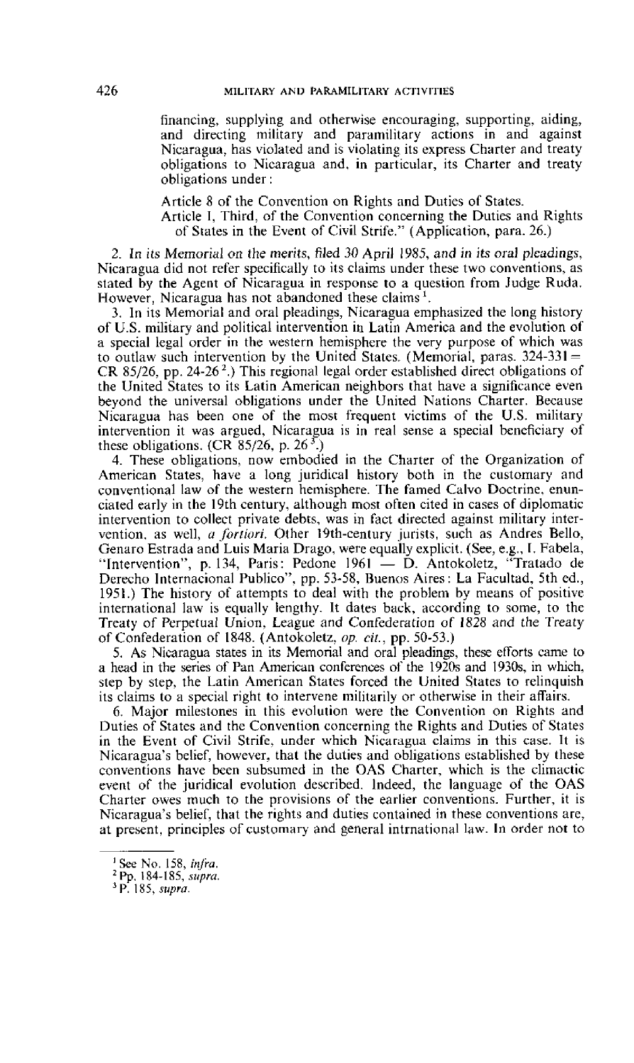financing, supplying and otherwise encouraging, supporting, aiding, and directing military and paramilitary actions in and against Nicaragua, has violated and is violating its express Charter and treaty obligations to Nicaragua and, in particular, its Charter and treaty obligations under:

Article 8 of the Convention on Rights and Duties of States.

Article I, Third, of the Convention concerning the Duties and Rights of States in the Event of Civil Strife." (Application, para. 26.)

2. *In its Memorial on the merits, filed 30 April 1985, and in its oral pleadings,* Nicaragua did not refer specifically to its claims under these two conventions, as stated by the Agent of Nicaragua in response to a question from Judge Ruda. However, Nicaragua has not abandoned these claims [1].

3. In its Memorial and oral pleadings, Nicaragua emphasized the long history of U.S. military and political intervention in Latin America and the evolution of a special legal order in the western hemisphere the very purpose of which was to outlaw such intervention by the United States. (Memorial, paras. 324-331 = CR 85/26, pp. 24-26 [2].) This regional legal order established direct obligations of the United States to its Latin American neighbors that have a significance even beyond the universal obligations under the United Nations Charter. Because Nicaragua has been one of the most frequent victims of the U.S. military intervention it was argued, Nicaragua is in real sense a special beneficiary of these obligations. (CR 85/26, p. 26 [3].)

4. These obligations, now embodied in the Charter of the Organization of American States, have a long juridical history both in the customary and conventional law of the western hemisphere. The famed Calvo Doctrine, enunciated early in the 19th century, although most often cited in cases of diplomatic intervention to collect private debts, was in fact directed against military intervention, as well, *a fortiori*. Other 19th-century jurists, such as Andres Bello, Genaro Estrada and Luis Maria Drago, were equally explicit. (See, e.g., I. Fabela, "Intervention", p. 134, Paris: Pedone 1961 — D. Antokoletz, "Tratado de Derecho Internacional Publico", pp. 53-58, Buenos Aires: La Facultad, 5th ed., 1951.) The history of attempts to deal with the problem by means of positive international law is equally lengthy. It dates back, according to some, to the Treaty of Perpetual Union, League and Confederation of 1828 and the Treaty of Confederation of 1848. (Antokoletz, *op. cit.*, pp. 50-53.)

5. As Nicaragua states in its Memorial and oral pleadings, these efforts came to a head in the series of Pan American conferences of the 1920s and 1930s, in which, step by step, the Latin American States forced the United States to relinquish its claims to a special right to intervene militarily or otherwise in their affairs.

6. Major milestones in this evolution were the Convention on Rights and Duties of States and the Convention concerning the Rights and Duties of States in the Event of Civil Strife, under which Nicaragua claims in this case. It is Nicaragua's belief, however, that the duties and obligations established by these conventions have been subsumed in the OAS Charter, which is the climactic event of the juridical evolution described. Indeed, the language of the OAS Charter owes much to the provisions of the earlier conventions. Further, it is Nicaragua's belief, that the rights and duties contained in these conventions are, at present, principles of customary and general intrnational law. In order not to

---

[1] See No. 158, *infra*.

[2] Pp. 184-185, *supra*.

[3] P. 185, *supra*.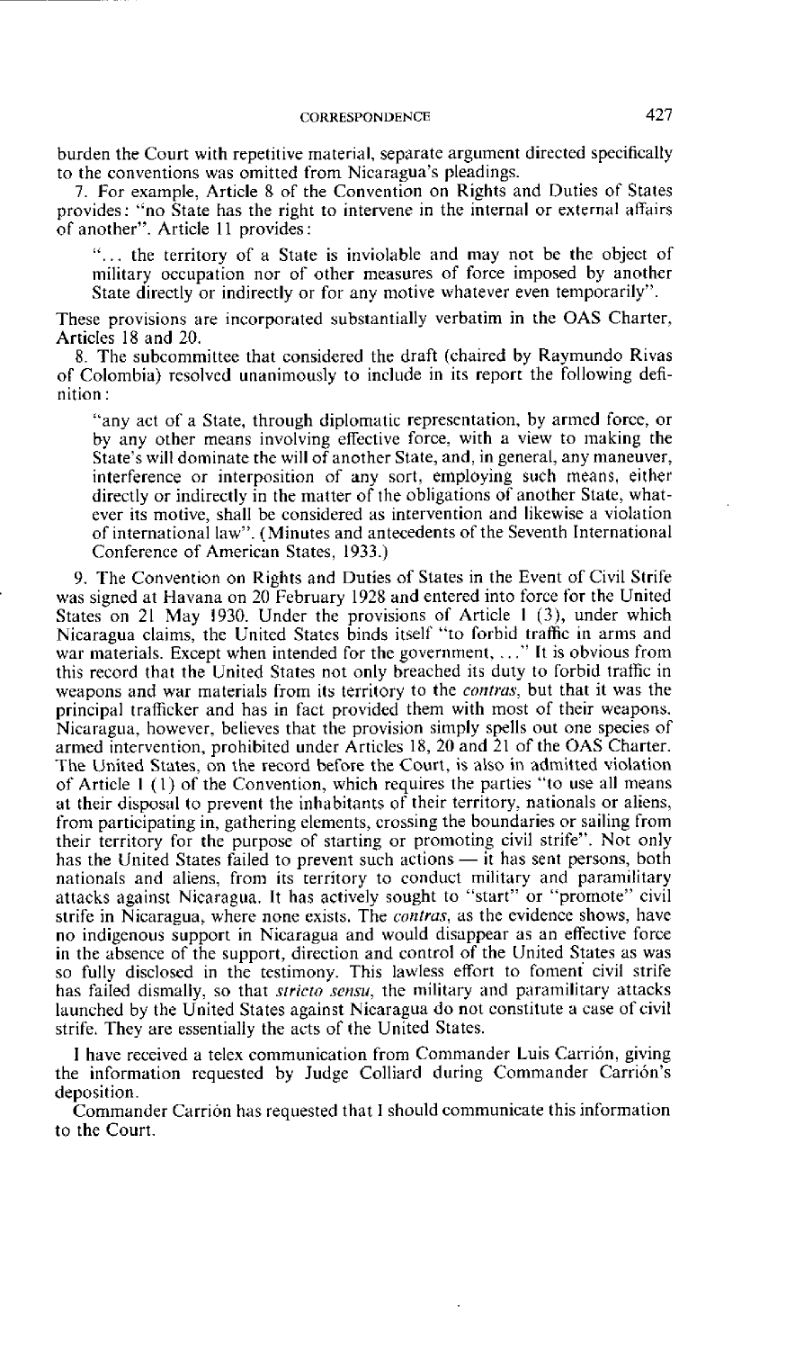burden the Court with repetitive material, separate argument directed specifically to the conventions was omitted from Nicaragua's pleadings.

7. For example, Article 8 of the Convention on Rights and Duties of States provides: "no State has the right to intervene in the internal or external affairs of another". Article 11 provides:

> "... the territory of a State is inviolable and may not be the object of military occupation nor of other measures of force imposed by another State directly or indirectly or for any motive whatever even temporarily".

These provisions are incorporated substantially verbatim in the OAS Charter, Articles 18 and 20.

8. The subcommittee that considered the draft (chaired by Raymundo Rivas of Colombia) resolved unanimously to include in its report the following definition:

> "any act of a State, through diplomatic representation, by armed force, or by any other means involving effective force, with a view to making the State's will dominate the will of another State, and, in general, any maneuver, interference or interposition of any sort, employing such means, either directly or indirectly in the matter of the obligations of another State, whatever its motive, shall be considered as intervention and likewise a violation of international law". (Minutes and antecedents of the Seventh International Conference of American States, 1933.)

9. The Convention on Rights and Duties of States in the Event of Civil Strife was signed at Havana on 20 February 1928 and entered into force for the United States on 21 May 1930. Under the provisions of Article 1 (3), under which Nicaragua claims, the United States binds itself "to forbid traffic in arms and war materials. Except when intended for the government, ..." It is obvious from this record that the United States not only breached its duty to forbid traffic in weapons and war materials from its territory to the *contras*, but that it was the principal trafficker and has in fact provided them with most of their weapons. Nicaragua, however, believes that the provision simply spells out one species of armed intervention, prohibited under Articles 18, 20 and 21 of the OAS Charter. The United States, on the record before the Court, is also in admitted violation of Article 1 (1) of the Convention, which requires the parties "to use all means at their disposal to prevent the inhabitants of their territory, nationals or aliens, from participating in, gathering elements, crossing the boundaries or sailing from their territory for the purpose of starting or promoting civil strife". Not only has the United States failed to prevent such actions — it has sent persons, both nationals and aliens, from its territory to conduct military and paramilitary attacks against Nicaragua. It has actively sought to "start" or "promote" civil strife in Nicaragua, where none exists. The *contras*, as the evidence shows, have no indigenous support in Nicaragua and would disappear as an effective force in the absence of the support, direction and control of the United States as was so fully disclosed in the testimony. This lawless effort to foment civil strife has failed dismally, so that *stricto sensu*, the military and paramilitary attacks launched by the United States against Nicaragua do not constitute a case of civil strife. They are essentially the acts of the United States.

I have received a telex communication from Commander Luis Carrión, giving the information requested by Judge Colliard during Commander Carrión's deposition.

Commander Carrión has requested that I should communicate this information to the Court.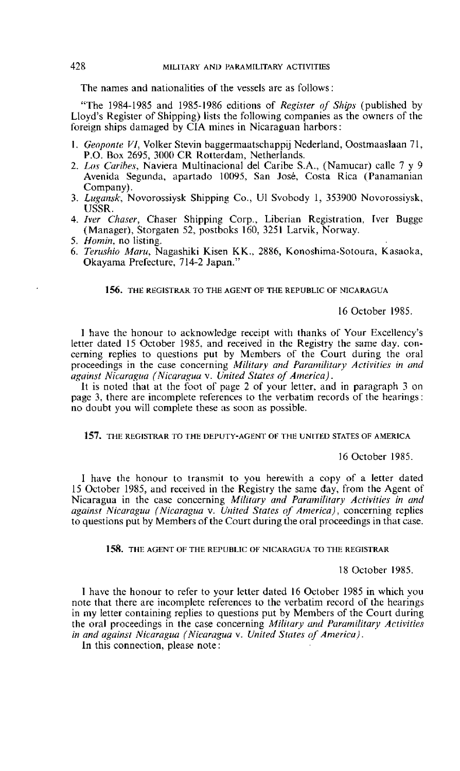The names and nationalities of the vessels are as follows:

"The 1984-1985 and 1985-1986 editions of *Register of Ships* (published by Lloyd's Register of Shipping) lists the following companies as the owners of the foreign ships damaged by CIA mines in Nicaraguan harbors:

1. *Geoponte VI*, Volker Stevin baggermaatschappij Nederland, Oostmaaslaan 71, P.O. Box 2695, 3000 CR Rotterdam, Netherlands.
2. *Los Caribes*, Naviera Multinacional del Caribe S.A., (Namucar) calle 7 y 9 Avenida Segunda, apartado 10095, San José, Costa Rica (Panamanian Company).
3. *Lugansk*, Novorossiysk Shipping Co., Ul Svobody 1, 353900 Novorossiysk, USSR.
4. *Iver Chaser*, Chaser Shipping Corp., Liberian Registration, Iver Bugge (Manager), Storgaten 52, postboks 160, 3251 Larvik, Norway.
5. *Homin*, no listing.
6. *Terushio Maru*, Nagashiki Kisen KK., 2886, Konoshima-Sotoura, Kasaoka, Okayama Prefecture, 714-2 Japan."

### 156. THE REGISTRAR TO THE AGENT OF THE REPUBLIC OF NICARAGUA

16 October 1985.

I have the honour to acknowledge receipt with thanks of Your Excellency's letter dated 15 October 1985, and received in the Registry the same day, concerning replies to questions put by Members of the Court during the oral proceedings in the case concerning *Military and Paramilitary Activities in and against Nicaragua (Nicaragua* v. *United States of America)*.

It is noted that at the foot of page 2 of your letter, and in paragraph 3 on page 3, there are incomplete references to the verbatim records of the hearings: no doubt you will complete these as soon as possible.

### 157. THE REGISTRAR TO THE DEPUTY-AGENT OF THE UNITED STATES OF AMERICA

16 October 1985.

I have the honour to transmit to you herewith a copy of a letter dated 15 October 1985, and received in the Registry the same day, from the Agent of Nicaragua in the case concerning *Military and Paramilitary Activities in and against Nicaragua (Nicaragua* v. *United States of America)*, concerning replies to questions put by Members of the Court during the oral proceedings in that case.

### 158. THE AGENT OF THE REPUBLIC OF NICARAGUA TO THE REGISTRAR

18 October 1985.

I have the honour to refer to your letter dated 16 October 1985 in which you note that there are incomplete references to the verbatim record of the hearings in my letter containing replies to questions put by Members of the Court during the oral proceedings in the case concerning *Military and Paramilitary Activities in and against Nicaragua (Nicaragua* v. *United States of America)*.

In this connection, please note: